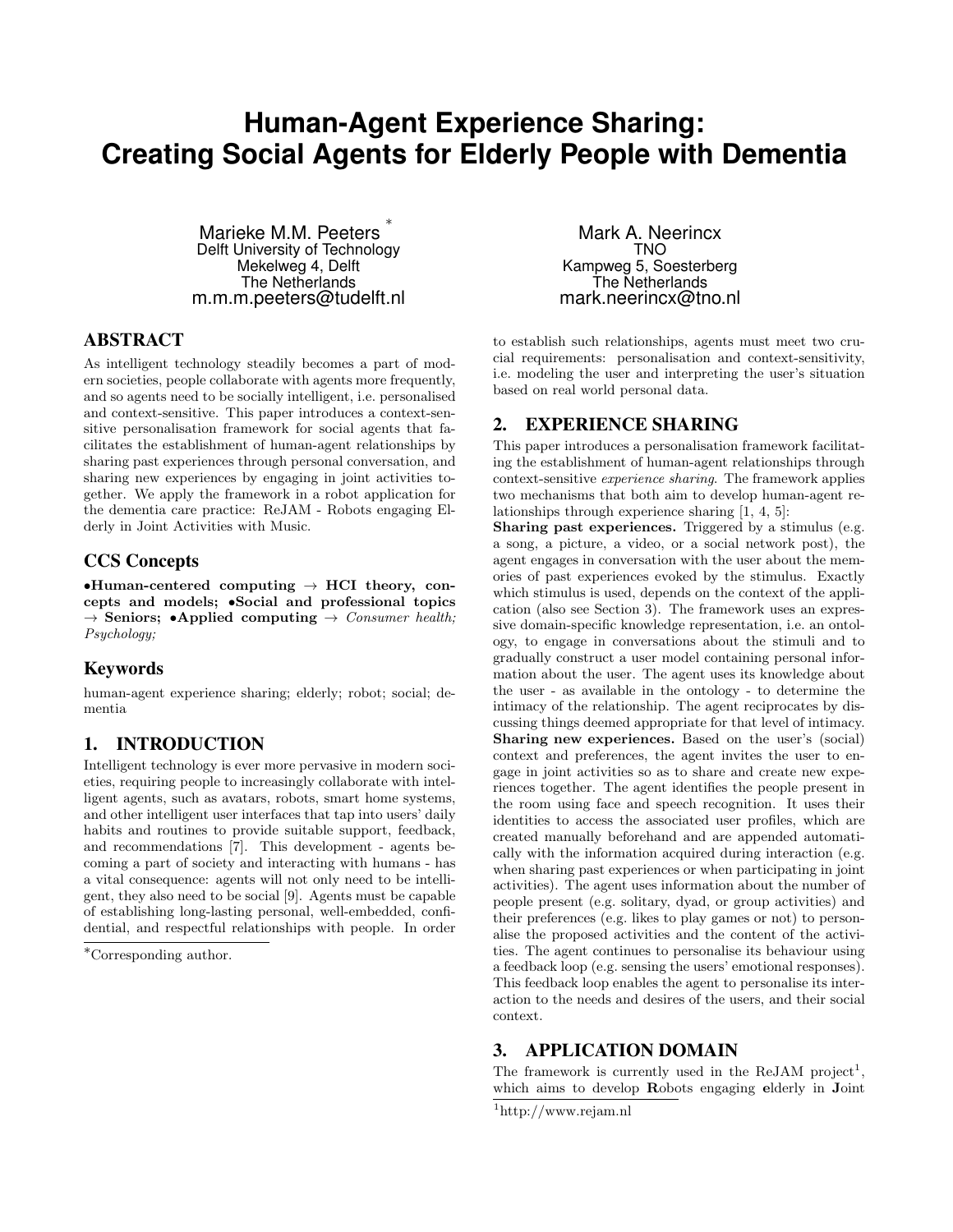# Human-Agent Experience Sharing: Creating Social Agents for Elderly People with Dementia

Marieke M.M. Peeters [*]
Delft University of Technology
Mekelweg 4, Delft
The Netherlands
m.m.m.peeters@tudelft.nl

Mark A. Neerincx
TNO
Kampweg 5, Soesterberg
The Netherlands
mark.neerincx@tno.nl

## ABSTRACT

As intelligent technology steadily becomes a part of modern societies, people collaborate with agents more frequently, and so agents need to be socially intelligent, i.e. personalised and context-sensitive. This paper introduces a context-sensitive personalisation framework for social agents that facilitates the establishment of human-agent relationships by sharing past experiences through personal conversation, and sharing new experiences by engaging in joint activities together. We apply the framework in a robot application for the dementia care practice: ReJAM - Robots engaging Elderly in Joint Activities with Music.

## CCS Concepts

•**Human-centered computing** → **HCI theory, concepts and models;** •**Social and professional topics** → **Seniors;** •**Applied computing** → *Consumer health; Psychology;*

## Keywords

human-agent experience sharing; elderly; robot; social; dementia

## 1. INTRODUCTION

Intelligent technology is ever more pervasive in modern societies, requiring people to increasingly collaborate with intelligent agents, such as avatars, robots, smart home systems, and other intelligent user interfaces that tap into users' daily habits and routines to provide suitable support, feedback, and recommendations [7]. This development - agents becoming a part of society and interacting with humans - has a vital consequence: agents will not only need to be intelligent, they also need to be social [9]. Agents must be capable of establishing long-lasting personal, well-embedded, confidential, and respectful relationships with people. In order to establish such relationships, agents must meet two crucial requirements: personalisation and context-sensitivity, i.e. modeling the user and interpreting the user's situation based on real world personal data.

[*]Corresponding author.

## 2. EXPERIENCE SHARING

This paper introduces a personalisation framework facilitating the establishment of human-agent relationships through context-sensitive *experience sharing*. The framework applies two mechanisms that both aim to develop human-agent relationships through experience sharing [1, 4, 5]:

**Sharing past experiences.** Triggered by a stimulus (e.g. a song, a picture, a video, or a social network post), the agent engages in conversation with the user about the memories of past experiences evoked by the stimulus. Exactly which stimulus is used, depends on the context of the application (also see Section 3). The framework uses an expressive domain-specific knowledge representation, i.e. an ontology, to engage in conversations about the stimuli and to gradually construct a user model containing personal information about the user. The agent uses its knowledge about the user - as available in the ontology - to determine the intimacy of the relationship. The agent reciprocates by discussing things deemed appropriate for that level of intimacy.

**Sharing new experiences.** Based on the user's (social) context and preferences, the agent invites the user to engage in joint activities so as to share and create new experiences together. The agent identifies the people present in the room using face and speech recognition. It uses their identities to access the associated user profiles, which are created manually beforehand and are appended automatically with the information acquired during interaction (e.g. when sharing past experiences or when participating in joint activities). The agent uses information about the number of people present (e.g. solitary, dyad, or group activities) and their preferences (e.g. likes to play games or not) to personalise the proposed activities and the content of the activities. The agent continues to personalise its behaviour using a feedback loop (e.g. sensing the users' emotional responses). This feedback loop enables the agent to personalise its interaction to the needs and desires of the users, and their social context.

## 3. APPLICATION DOMAIN

The framework is currently used in the ReJAM project[1], which aims to develop **R**obots engaging **e**lderly in **J**oint

[1]http://www.rejam.nl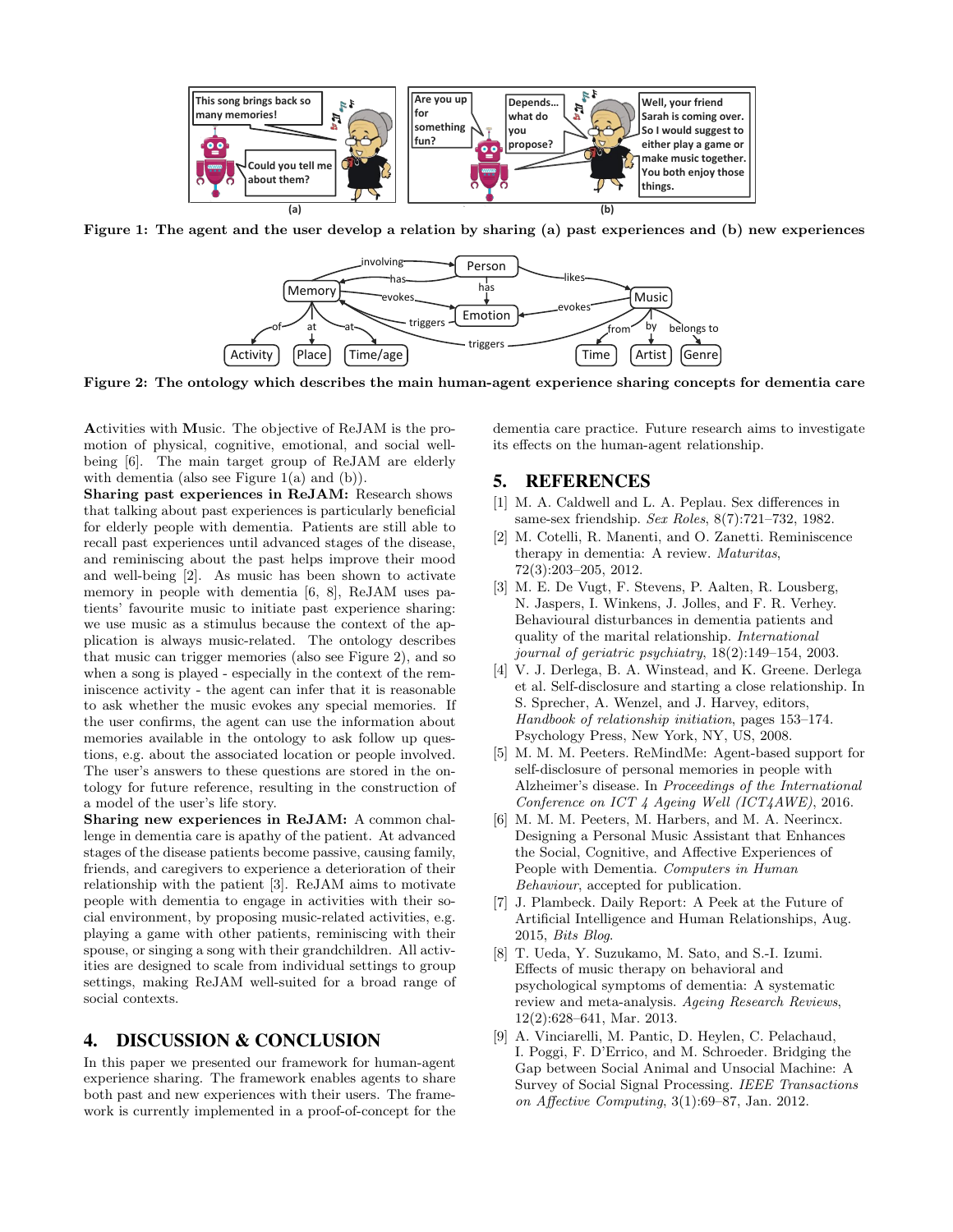This song brings back so many memories!

Could you tell me about them?

(a)

Are you up for something fun?

Depends... what do you propose?

Well, your friend Sarah is coming over. So I would suggest to either play a game or make music together. You both enjoy those things.

(b)

**Figure 1: The agent and the user develop a relation by sharing (a) past experiences and (b) new experiences**

involving
has
evokes
triggers
triggers
has
likes
evokes
Memory
Person
Emotion
Music
of
at
at
Activity
Place
Time/age
from
by
belongs to
Time
Artist
Genre

**Figure 2: The ontology which describes the main human-agent experience sharing concepts for dementia care**

**A**ctivities with **M**usic. The objective of ReJAM is the promotion of physical, cognitive, emotional, and social well-being [6]. The main target group of ReJAM are elderly with dementia (also see Figure 1(a) and (b)).

**Sharing past experiences in ReJAM:** Research shows that talking about past experiences is particularly beneficial for elderly people with dementia. Patients are still able to recall past experiences until advanced stages of the disease, and reminiscing about the past helps improve their mood and well-being [2]. As music has been shown to activate memory in people with dementia [6, 8], ReJAM uses patients' favourite music to initiate past experience sharing: we use music as a stimulus because the context of the application is always music-related. The ontology describes that music can trigger memories (also see Figure 2), and so when a song is played - especially in the context of the reminiscence activity - the agent can infer that it is reasonable to ask whether the music evokes any special memories. If the user confirms, the agent can use the information about memories available in the ontology to ask follow up questions, e.g. about the associated location or people involved. The user's answers to these questions are stored in the ontology for future reference, resulting in the construction of a model of the user's life story.

**Sharing new experiences in ReJAM:** A common challenge in dementia care is apathy of the patient. At advanced stages of the disease patients become passive, causing family, friends, and caregivers to experience a deterioration of their relationship with the patient [3]. ReJAM aims to motivate people with dementia to engage in activities with their social environment, by proposing music-related activities, e.g. playing a game with other patients, reminiscing with their spouse, or singing a song with their grandchildren. All activities are designed to scale from individual settings to group settings, making ReJAM well-suited for a broad range of social contexts.

## 4. DISCUSSION & CONCLUSION

In this paper we presented our framework for human-agent experience sharing. The framework enables agents to share both past and new experiences with their users. The framework is currently implemented in a proof-of-concept for the dementia care practice. Future research aims to investigate its effects on the human-agent relationship.

## 5. REFERENCES

[1] M. A. Caldwell and L. A. Peplau. Sex differences in same-sex friendship. *Sex Roles*, 8(7):721–732, 1982.

[2] M. Cotelli, R. Manenti, and O. Zanetti. Reminiscence therapy in dementia: A review. *Maturitas*, 72(3):203–205, 2012.

[3] M. E. De Vugt, F. Stevens, P. Aalten, R. Lousberg, N. Jaspers, I. Winkens, J. Jolles, and F. R. Verhey. Behavioural disturbances in dementia patients and quality of the marital relationship. *International journal of geriatric psychiatry*, 18(2):149–154, 2003.

[4] V. J. Derlega, B. A. Winstead, and K. Greene. Derlega et al. Self-disclosure and starting a close relationship. In S. Sprecher, A. Wenzel, and J. Harvey, editors, *Handbook of relationship initiation*, pages 153–174. Psychology Press, New York, NY, US, 2008.

[5] M. M. M. Peeters. ReMindMe: Agent-based support for self-disclosure of personal memories in people with Alzheimer's disease. In *Proceedings of the International Conference on ICT 4 Ageing Well (ICT4AWE)*, 2016.

[6] M. M. M. Peeters, M. Harbers, and M. A. Neerincx. Designing a Personal Music Assistant that Enhances the Social, Cognitive, and Affective Experiences of People with Dementia. *Computers in Human Behaviour*, accepted for publication.

[7] J. Plambeck. Daily Report: A Peek at the Future of Artificial Intelligence and Human Relationships, Aug. 2015, *Bits Blog*.

[8] T. Ueda, Y. Suzukamo, M. Sato, and S.-I. Izumi. Effects of music therapy on behavioral and psychological symptoms of dementia: A systematic review and meta-analysis. *Ageing Research Reviews*, 12(2):628–641, Mar. 2013.

[9] A. Vinciarelli, M. Pantic, D. Heylen, C. Pelachaud, I. Poggi, F. D'Errico, and M. Schroeder. Bridging the Gap between Social Animal and Unsocial Machine: A Survey of Social Signal Processing. *IEEE Transactions on Affective Computing*, 3(1):69–87, Jan. 2012.